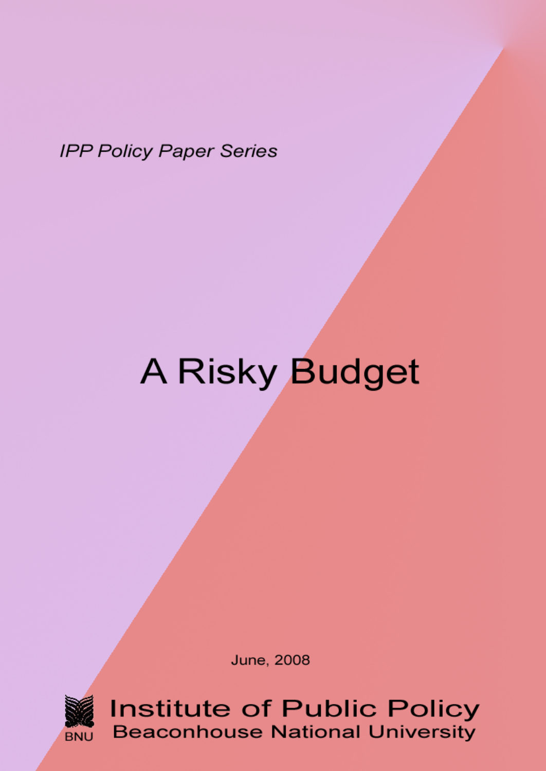*IPP Policy Paper Series*

# A Risky Budget

June, 2008

BNU

Institute of Public Policy
Beaconhouse National University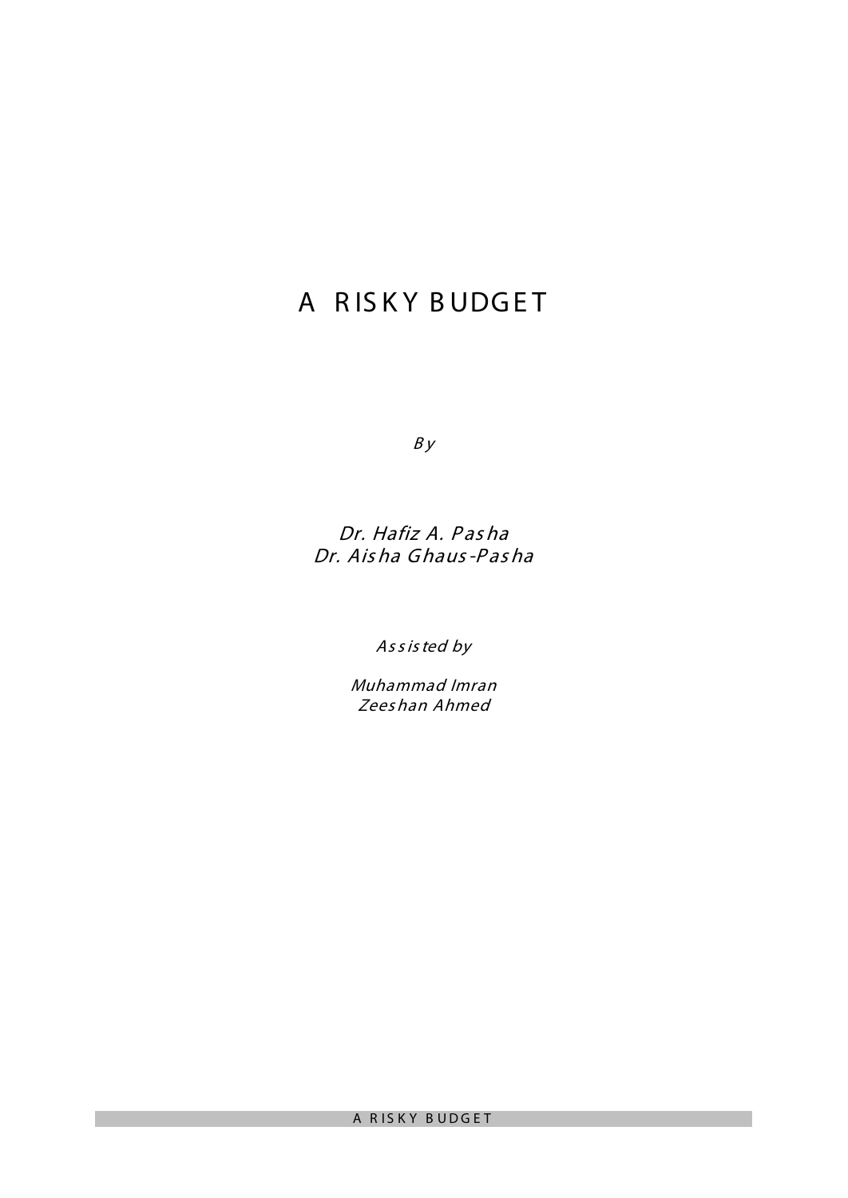# A RISKY BUDGET

*By*

*Dr. Hafiz A. Pasha*
*Dr. Aisha Ghaus-Pasha*

*Assisted by*

*Muhammad Imran*
*Zeeshan Ahmed*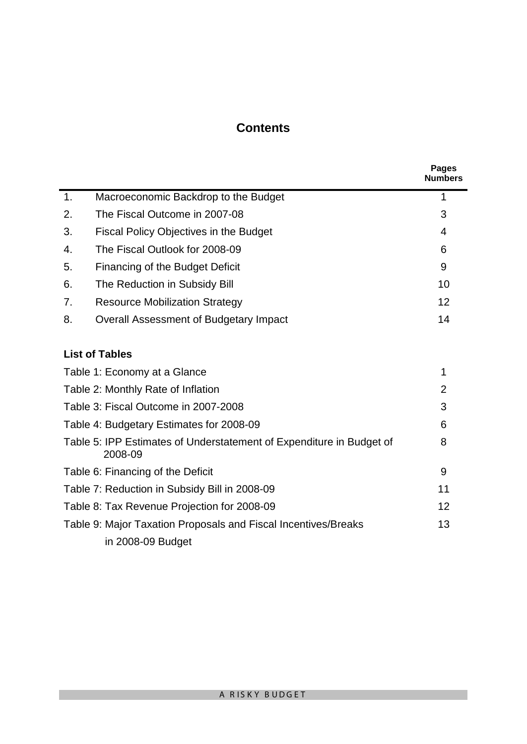# Contents

| | | Pages Numbers |
|---|---|---|
| 1. | Macroeconomic Backdrop to the Budget | 1 |
| 2. | The Fiscal Outcome in 2007-08 | 3 |
| 3. | Fiscal Policy Objectives in the Budget | 4 |
| 4. | The Fiscal Outlook for 2008-09 | 6 |
| 5. | Financing of the Budget Deficit | 9 |
| 6. | The Reduction in Subsidy Bill | 10 |
| 7. | Resource Mobilization Strategy | 12 |
| 8. | Overall Assessment of Budgetary Impact | 14 |

**List of Tables**

| | |
|---|---|
| Table 1: Economy at a Glance | 1 |
| Table 2: Monthly Rate of Inflation | 2 |
| Table 3: Fiscal Outcome in 2007-2008 | 3 |
| Table 4: Budgetary Estimates for 2008-09 | 6 |
| Table 5: IPP Estimates of Understatement of Expenditure in Budget of 2008-09 | 8 |
| Table 6: Financing of the Deficit | 9 |
| Table 7: Reduction in Subsidy Bill in 2008-09 | 11 |
| Table 8: Tax Revenue Projection for 2008-09 | 12 |
| Table 9: Major Taxation Proposals and Fiscal Incentives/Breaks in 2008-09 Budget | 13 |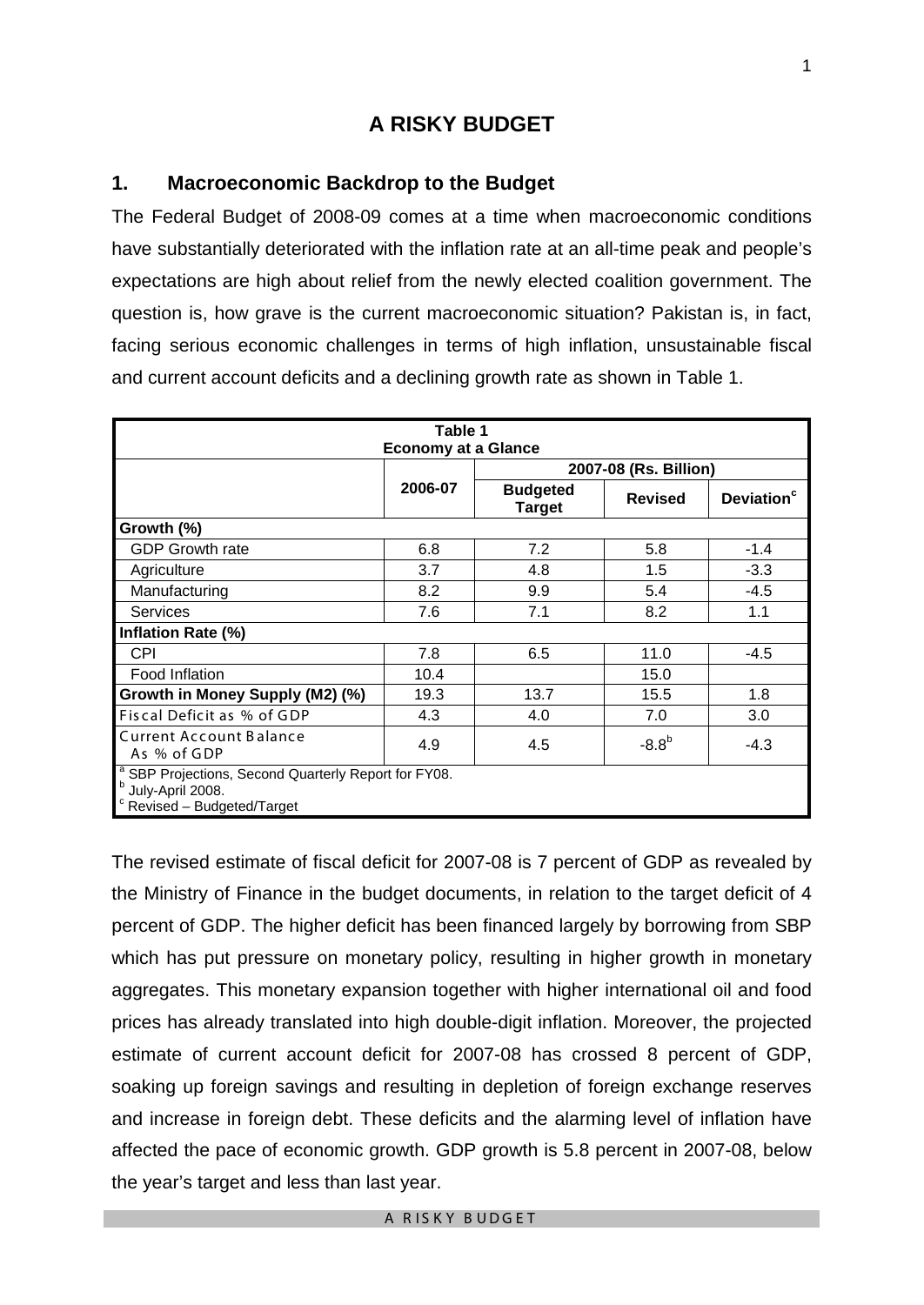# A RISKY BUDGET

## 1. Macroeconomic Backdrop to the Budget

The Federal Budget of 2008-09 comes at a time when macroeconomic conditions have substantially deteriorated with the inflation rate at an all-time peak and people's expectations are high about relief from the newly elected coalition government. The question is, how grave is the current macroeconomic situation? Pakistan is, in fact, facing serious economic challenges in terms of high inflation, unsustainable fiscal and current account deficits and a declining growth rate as shown in Table 1.

**Table 1**
**Economy at a Glance**

| | 2006-07 | 2007-08 (Rs. Billion) | | |
|---|---|---|---|---|
| | | Budgeted Target | Revised | Deviation[c] |
| **Growth (%)** | | | | |
| GDP Growth rate | 6.8 | 7.2 | 5.8 | -1.4 |
| Agriculture | 3.7 | 4.8 | 1.5 | -3.3 |
| Manufacturing | 8.2 | 9.9 | 5.4 | -4.5 |
| Services | 7.6 | 7.1 | 8.2 | 1.1 |
| **Inflation Rate (%)** | | | | |
| CPI | 7.8 | 6.5 | 11.0 | -4.5 |
| Food Inflation | 10.4 | | 15.0 | |
| **Growth in Money Supply (M2) (%)** | 19.3 | 13.7 | 15.5 | 1.8 |
| Fiscal Deficit as % of GDP | 4.3 | 4.0 | 7.0 | 3.0 |
| Current Account Balance As % of GDP | 4.9 | 4.5 | -8.8[b] | -4.3 |

[a] SBP Projections, Second Quarterly Report for FY08.
[b] July-April 2008.
[c] Revised – Budgeted/Target

The revised estimate of fiscal deficit for 2007-08 is 7 percent of GDP as revealed by the Ministry of Finance in the budget documents, in relation to the target deficit of 4 percent of GDP. The higher deficit has been financed largely by borrowing from SBP which has put pressure on monetary policy, resulting in higher growth in monetary aggregates. This monetary expansion together with higher international oil and food prices has already translated into high double-digit inflation. Moreover, the projected estimate of current account deficit for 2007-08 has crossed 8 percent of GDP, soaking up foreign savings and resulting in depletion of foreign exchange reserves and increase in foreign debt. These deficits and the alarming level of inflation have affected the pace of economic growth. GDP growth is 5.8 percent in 2007-08, below the year's target and less than last year.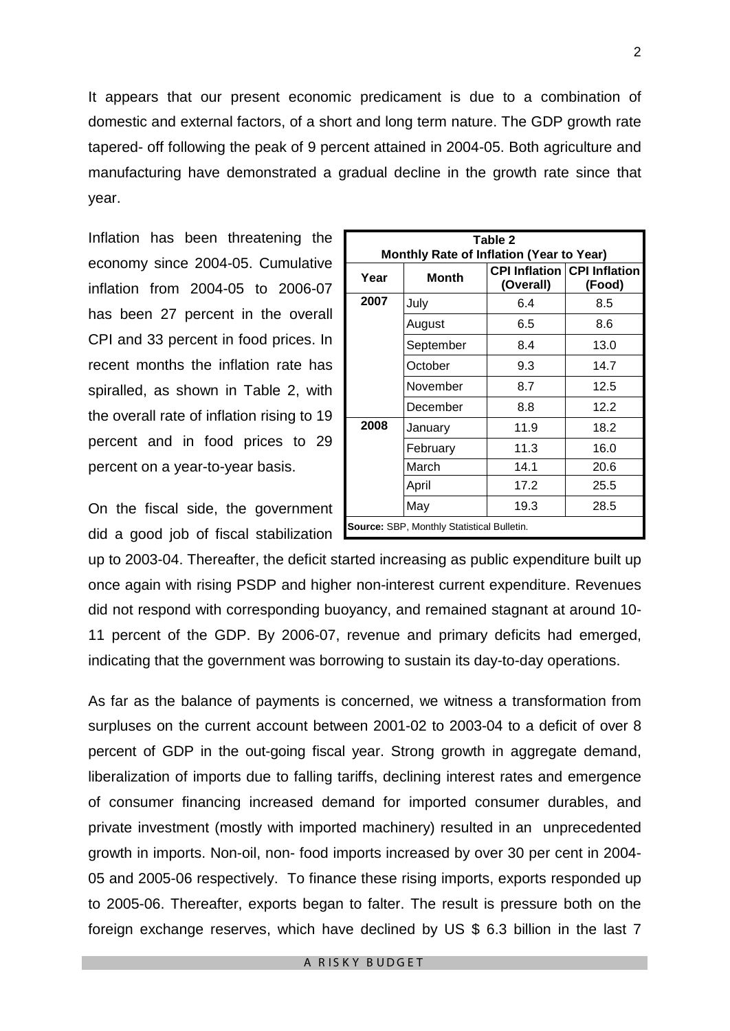It appears that our present economic predicament is due to a combination of domestic and external factors, of a short and long term nature. The GDP growth rate tapered- off following the peak of 9 percent attained in 2004-05. Both agriculture and manufacturing have demonstrated a gradual decline in the growth rate since that year.

Inflation has been threatening the economy since 2004-05. Cumulative inflation from 2004-05 to 2006-07 has been 27 percent in the overall CPI and 33 percent in food prices. In recent months the inflation rate has spiralled, as shown in Table 2, with the overall rate of inflation rising to 19 percent and in food prices to 29 percent on a year-to-year basis.

**Table 2**
**Monthly Rate of Inflation (Year to Year)**

| Year | Month | CPI Inflation (Overall) | CPI Inflation (Food) |
|---|---|---|---|
| 2007 | July | 6.4 | 8.5 |
| | August | 6.5 | 8.6 |
| | September | 8.4 | 13.0 |
| | October | 9.3 | 14.7 |
| | November | 8.7 | 12.5 |
| | December | 8.8 | 12.2 |
| 2008 | January | 11.9 | 18.2 |
| | February | 11.3 | 16.0 |
| | March | 14.1 | 20.6 |
| | April | 17.2 | 25.5 |
| | May | 19.3 | 28.5 |

**Source:** SBP, Monthly Statistical Bulletin.

On the fiscal side, the government did a good job of fiscal stabilization up to 2003-04. Thereafter, the deficit started increasing as public expenditure built up once again with rising PSDP and higher non-interest current expenditure. Revenues did not respond with corresponding buoyancy, and remained stagnant at around 10-11 percent of the GDP. By 2006-07, revenue and primary deficits had emerged, indicating that the government was borrowing to sustain its day-to-day operations.

As far as the balance of payments is concerned, we witness a transformation from surpluses on the current account between 2001-02 to 2003-04 to a deficit of over 8 percent of GDP in the out-going fiscal year. Strong growth in aggregate demand, liberalization of imports due to falling tariffs, declining interest rates and emergence of consumer financing increased demand for imported consumer durables, and private investment (mostly with imported machinery) resulted in an unprecedented growth in imports. Non-oil, non- food imports increased by over 30 per cent in 2004-05 and 2005-06 respectively. To finance these rising imports, exports responded up to 2005-06. Thereafter, exports began to falter. The result is pressure both on the foreign exchange reserves, which have declined by US $ 6.3 billion in the last 7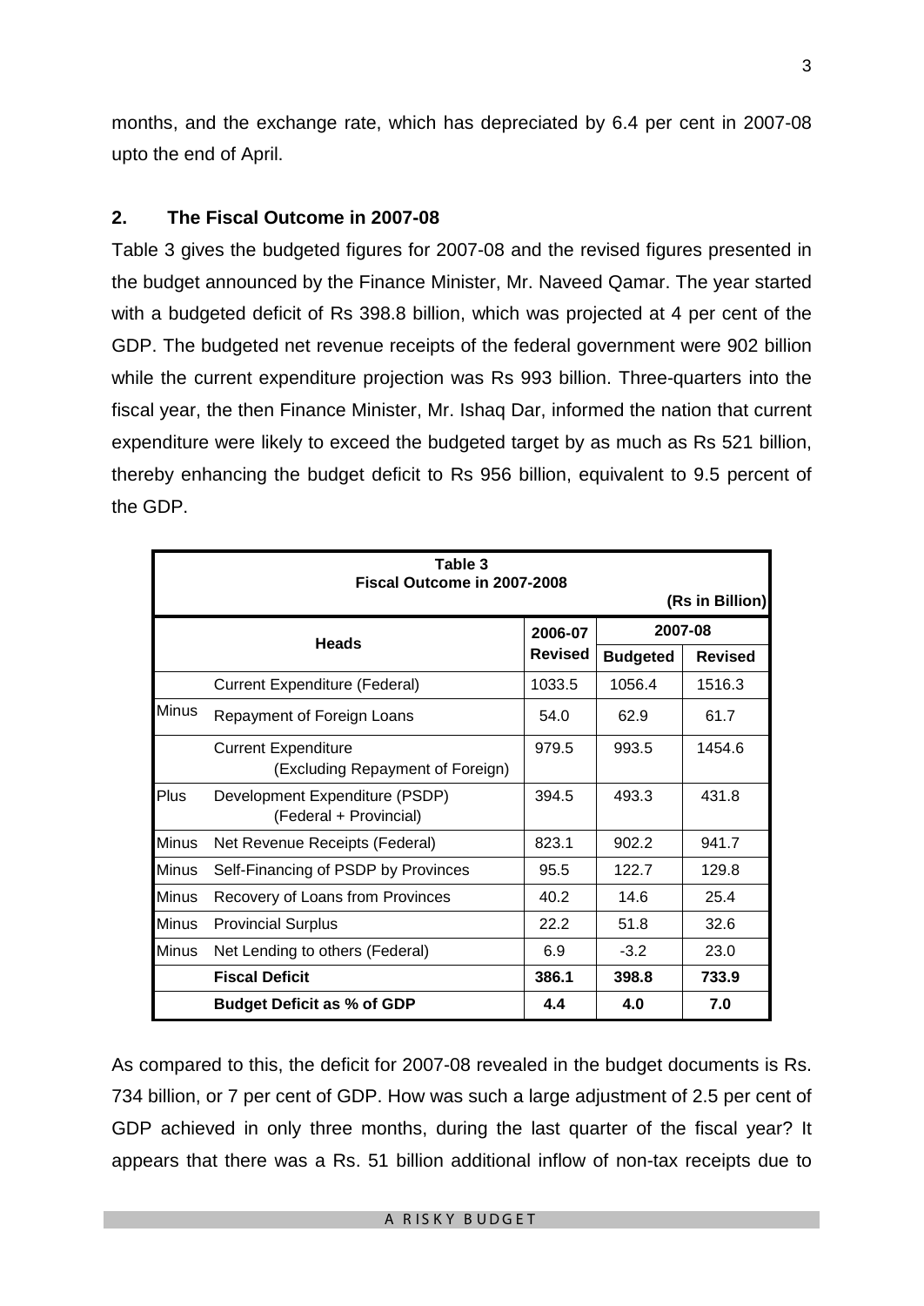months, and the exchange rate, which has depreciated by 6.4 per cent in 2007-08 upto the end of April.

## 2. The Fiscal Outcome in 2007-08

Table 3 gives the budgeted figures for 2007-08 and the revised figures presented in the budget announced by the Finance Minister, Mr. Naveed Qamar. The year started with a budgeted deficit of Rs 398.8 billion, which was projected at 4 per cent of the GDP. The budgeted net revenue receipts of the federal government were 902 billion while the current expenditure projection was Rs 993 billion. Three-quarters into the fiscal year, the then Finance Minister, Mr. Ishaq Dar, informed the nation that current expenditure were likely to exceed the budgeted target by as much as Rs 521 billion, thereby enhancing the budget deficit to Rs 956 billion, equivalent to 9.5 percent of the GDP.

**Table 3**
**Fiscal Outcome in 2007-2008**

**(Rs in Billion)**

| | Heads | 2006-07 | 2007-08 | |
|---|---|---|---|---|
| | | Revised | Budgeted | Revised |
| | Current Expenditure (Federal) | 1033.5 | 1056.4 | 1516.3 |
| Minus | Repayment of Foreign Loans | 54.0 | 62.9 | 61.7 |
| | Current Expenditure (Excluding Repayment of Foreign) | 979.5 | 993.5 | 1454.6 |
| Plus | Development Expenditure (PSDP) (Federal + Provincial) | 394.5 | 493.3 | 431.8 |
| Minus | Net Revenue Receipts (Federal) | 823.1 | 902.2 | 941.7 |
| Minus | Self-Financing of PSDP by Provinces | 95.5 | 122.7 | 129.8 |
| Minus | Recovery of Loans from Provinces | 40.2 | 14.6 | 25.4 |
| Minus | Provincial Surplus | 22.2 | 51.8 | 32.6 |
| Minus | Net Lending to others (Federal) | 6.9 | -3.2 | 23.0 |
| | **Fiscal Deficit** | **386.1** | **398.8** | **733.9** |
| | **Budget Deficit as % of GDP** | **4.4** | **4.0** | **7.0** |

As compared to this, the deficit for 2007-08 revealed in the budget documents is Rs. 734 billion, or 7 per cent of GDP. How was such a large adjustment of 2.5 per cent of GDP achieved in only three months, during the last quarter of the fiscal year? It appears that there was a Rs. 51 billion additional inflow of non-tax receipts due to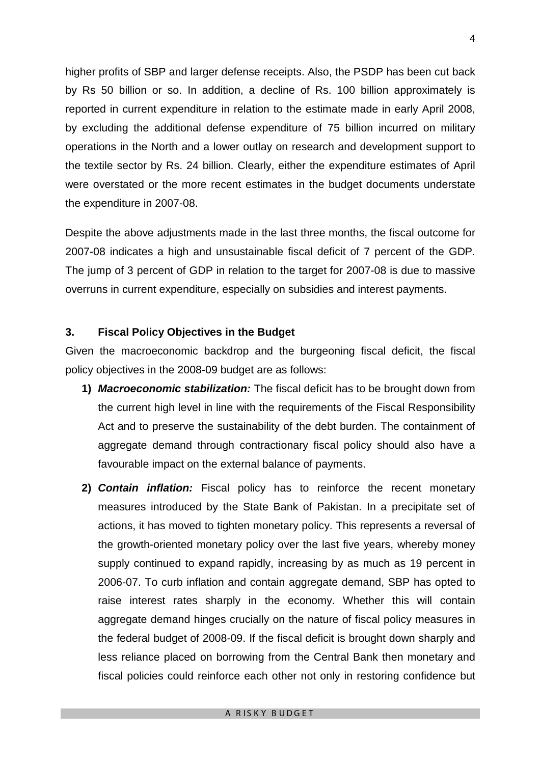higher profits of SBP and larger defense receipts. Also, the PSDP has been cut back by Rs 50 billion or so. In addition, a decline of Rs. 100 billion approximately is reported in current expenditure in relation to the estimate made in early April 2008, by excluding the additional defense expenditure of 75 billion incurred on military operations in the North and a lower outlay on research and development support to the textile sector by Rs. 24 billion. Clearly, either the expenditure estimates of April were overstated or the more recent estimates in the budget documents understate the expenditure in 2007-08.

Despite the above adjustments made in the last three months, the fiscal outcome for 2007-08 indicates a high and unsustainable fiscal deficit of 7 percent of the GDP. The jump of 3 percent of GDP in relation to the target for 2007-08 is due to massive overruns in current expenditure, especially on subsidies and interest payments.

## 3. Fiscal Policy Objectives in the Budget

Given the macroeconomic backdrop and the burgeoning fiscal deficit, the fiscal policy objectives in the 2008-09 budget are as follows:

1) ***Macroeconomic stabilization:*** The fiscal deficit has to be brought down from the current high level in line with the requirements of the Fiscal Responsibility Act and to preserve the sustainability of the debt burden. The containment of aggregate demand through contractionary fiscal policy should also have a favourable impact on the external balance of payments.

2) ***Contain inflation:*** Fiscal policy has to reinforce the recent monetary measures introduced by the State Bank of Pakistan. In a precipitate set of actions, it has moved to tighten monetary policy. This represents a reversal of the growth-oriented monetary policy over the last five years, whereby money supply continued to expand rapidly, increasing by as much as 19 percent in 2006-07. To curb inflation and contain aggregate demand, SBP has opted to raise interest rates sharply in the economy. Whether this will contain aggregate demand hinges crucially on the nature of fiscal policy measures in the federal budget of 2008-09. If the fiscal deficit is brought down sharply and less reliance placed on borrowing from the Central Bank then monetary and fiscal policies could reinforce each other not only in restoring confidence but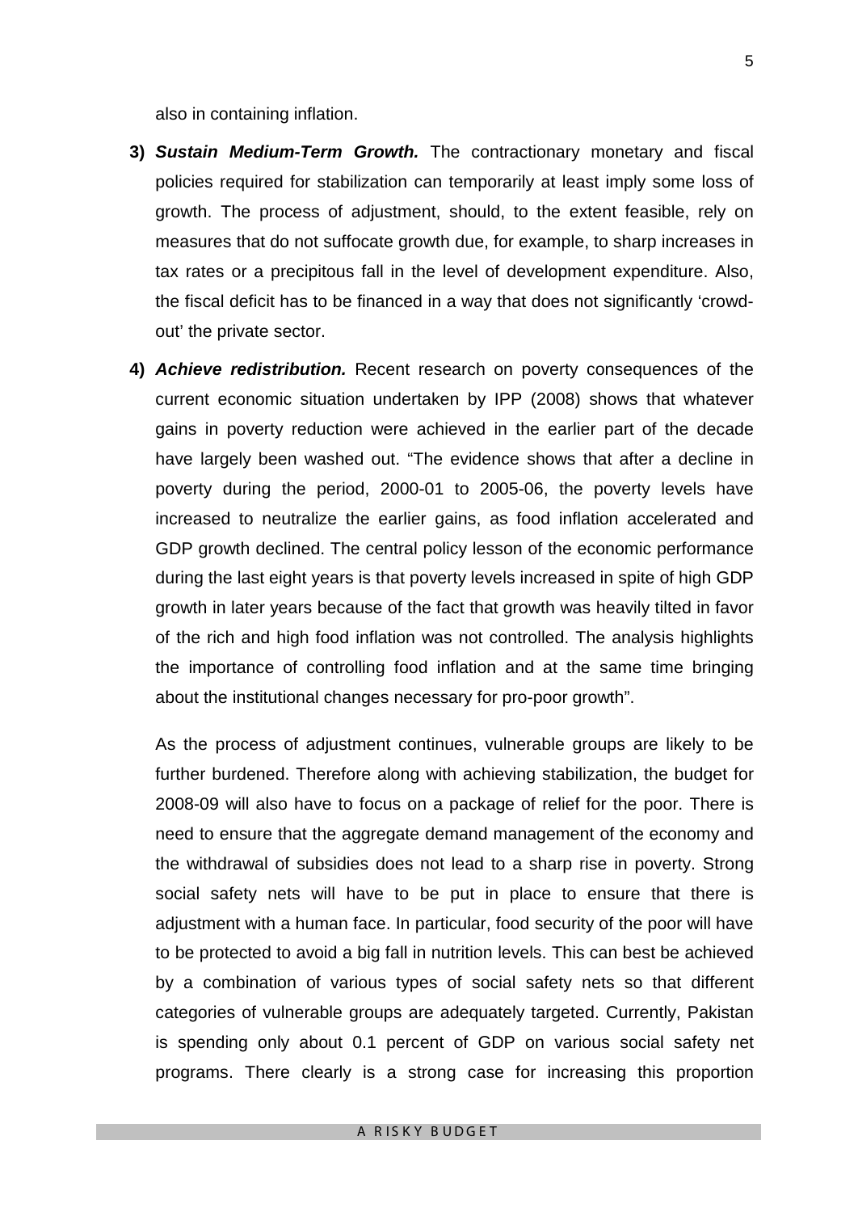also in containing inflation.

3) ***Sustain Medium-Term Growth.*** The contractionary monetary and fiscal policies required for stabilization can temporarily at least imply some loss of growth. The process of adjustment, should, to the extent feasible, rely on measures that do not suffocate growth due, for example, to sharp increases in tax rates or a precipitous fall in the level of development expenditure. Also, the fiscal deficit has to be financed in a way that does not significantly 'crowd-out' the private sector.

4) ***Achieve redistribution.*** Recent research on poverty consequences of the current economic situation undertaken by IPP (2008) shows that whatever gains in poverty reduction were achieved in the earlier part of the decade have largely been washed out. "The evidence shows that after a decline in poverty during the period, 2000-01 to 2005-06, the poverty levels have increased to neutralize the earlier gains, as food inflation accelerated and GDP growth declined. The central policy lesson of the economic performance during the last eight years is that poverty levels increased in spite of high GDP growth in later years because of the fact that growth was heavily tilted in favor of the rich and high food inflation was not controlled. The analysis highlights the importance of controlling food inflation and at the same time bringing about the institutional changes necessary for pro-poor growth".

   As the process of adjustment continues, vulnerable groups are likely to be further burdened. Therefore along with achieving stabilization, the budget for 2008-09 will also have to focus on a package of relief for the poor. There is need to ensure that the aggregate demand management of the economy and the withdrawal of subsidies does not lead to a sharp rise in poverty. Strong social safety nets will have to be put in place to ensure that there is adjustment with a human face. In particular, food security of the poor will have to be protected to avoid a big fall in nutrition levels. This can best be achieved by a combination of various types of social safety nets so that different categories of vulnerable groups are adequately targeted. Currently, Pakistan is spending only about 0.1 percent of GDP on various social safety net programs. There clearly is a strong case for increasing this proportion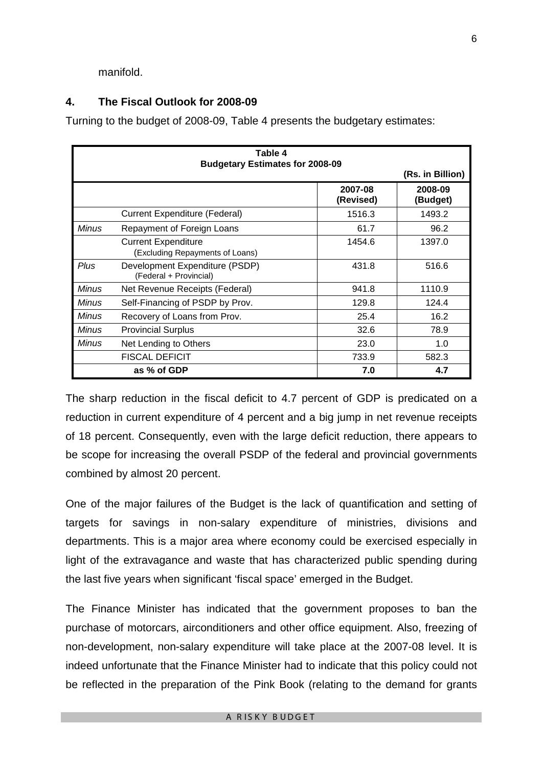manifold.

## 4. The Fiscal Outlook for 2008-09

Turning to the budget of 2008-09, Table 4 presents the budgetary estimates:

**Table 4**
**Budgetary Estimates for 2008-09**

(Rs. in Billion)

| | | 2007-08 (Revised) | 2008-09 (Budget) |
|---|---|---|---|
| | Current Expenditure (Federal) | 1516.3 | 1493.2 |
| *Minus* | Repayment of Foreign Loans | 61.7 | 96.2 |
| | Current Expenditure (Excluding Repayments of Loans) | 1454.6 | 1397.0 |
| *Plus* | Development Expenditure (PSDP) (Federal + Provincial) | 431.8 | 516.6 |
| *Minus* | Net Revenue Receipts (Federal) | 941.8 | 1110.9 |
| *Minus* | Self-Financing of PSDP by Prov. | 129.8 | 124.4 |
| *Minus* | Recovery of Loans from Prov. | 25.4 | 16.2 |
| *Minus* | Provincial Surplus | 32.6 | 78.9 |
| *Minus* | Net Lending to Others | 23.0 | 1.0 |
| | FISCAL DEFICIT | 733.9 | 582.3 |
| | **as % of GDP** | **7.0** | **4.7** |

The sharp reduction in the fiscal deficit to 4.7 percent of GDP is predicated on a reduction in current expenditure of 4 percent and a big jump in net revenue receipts of 18 percent. Consequently, even with the large deficit reduction, there appears to be scope for increasing the overall PSDP of the federal and provincial governments combined by almost 20 percent.

One of the major failures of the Budget is the lack of quantification and setting of targets for savings in non-salary expenditure of ministries, divisions and departments. This is a major area where economy could be exercised especially in light of the extravagance and waste that has characterized public spending during the last five years when significant 'fiscal space' emerged in the Budget.

The Finance Minister has indicated that the government proposes to ban the purchase of motorcars, airconditioners and other office equipment. Also, freezing of non-development, non-salary expenditure will take place at the 2007-08 level. It is indeed unfortunate that the Finance Minister had to indicate that this policy could not be reflected in the preparation of the Pink Book (relating to the demand for grants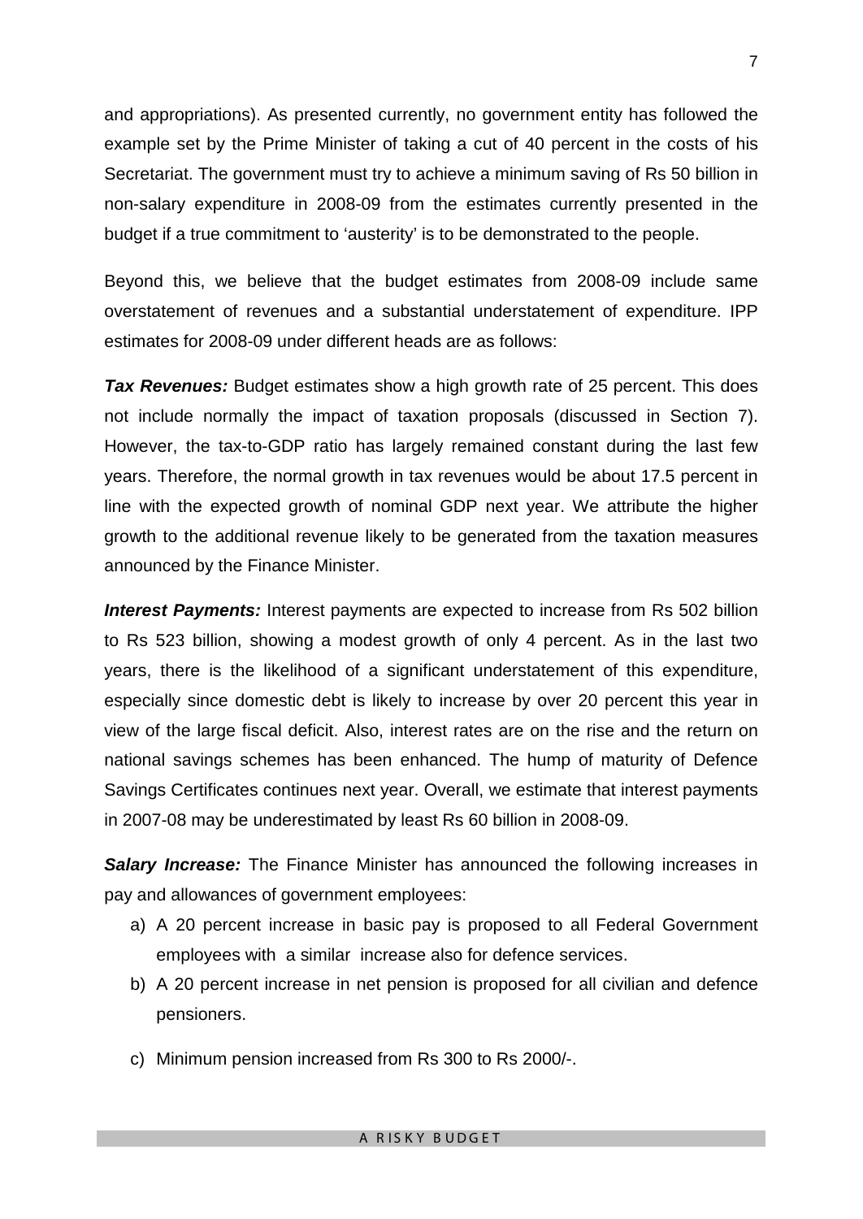and appropriations). As presented currently, no government entity has followed the example set by the Prime Minister of taking a cut of 40 percent in the costs of his Secretariat. The government must try to achieve a minimum saving of Rs 50 billion in non-salary expenditure in 2008-09 from the estimates currently presented in the budget if a true commitment to 'austerity' is to be demonstrated to the people.

Beyond this, we believe that the budget estimates from 2008-09 include same overstatement of revenues and a substantial understatement of expenditure. IPP estimates for 2008-09 under different heads are as follows:

***Tax Revenues:*** Budget estimates show a high growth rate of 25 percent. This does not include normally the impact of taxation proposals (discussed in Section 7). However, the tax-to-GDP ratio has largely remained constant during the last few years. Therefore, the normal growth in tax revenues would be about 17.5 percent in line with the expected growth of nominal GDP next year. We attribute the higher growth to the additional revenue likely to be generated from the taxation measures announced by the Finance Minister.

***Interest Payments:*** Interest payments are expected to increase from Rs 502 billion to Rs 523 billion, showing a modest growth of only 4 percent. As in the last two years, there is the likelihood of a significant understatement of this expenditure, especially since domestic debt is likely to increase by over 20 percent this year in view of the large fiscal deficit. Also, interest rates are on the rise and the return on national savings schemes has been enhanced. The hump of maturity of Defence Savings Certificates continues next year. Overall, we estimate that interest payments in 2007-08 may be underestimated by least Rs 60 billion in 2008-09.

***Salary Increase:*** The Finance Minister has announced the following increases in pay and allowances of government employees:

a) A 20 percent increase in basic pay is proposed to all Federal Government employees with a similar increase also for defence services.

b) A 20 percent increase in net pension is proposed for all civilian and defence pensioners.

c) Minimum pension increased from Rs 300 to Rs 2000/-.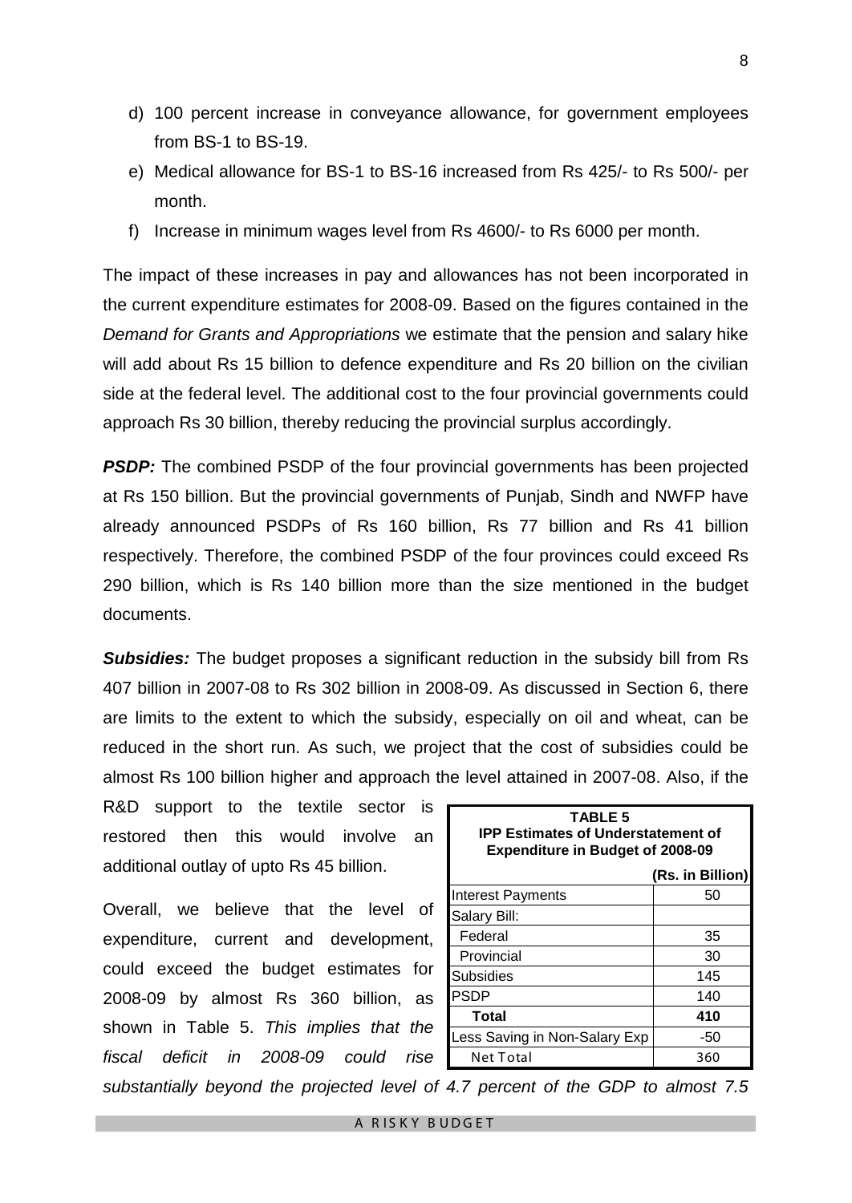d) 100 percent increase in conveyance allowance, for government employees from BS-1 to BS-19.

e) Medical allowance for BS-1 to BS-16 increased from Rs 425/- to Rs 500/- per month.

f) Increase in minimum wages level from Rs 4600/- to Rs 6000 per month.

The impact of these increases in pay and allowances has not been incorporated in the current expenditure estimates for 2008-09. Based on the figures contained in the *Demand for Grants and Appropriations* we estimate that the pension and salary hike will add about Rs 15 billion to defence expenditure and Rs 20 billion on the civilian side at the federal level. The additional cost to the four provincial governments could approach Rs 30 billion, thereby reducing the provincial surplus accordingly.

***PSDP:*** The combined PSDP of the four provincial governments has been projected at Rs 150 billion. But the provincial governments of Punjab, Sindh and NWFP have already announced PSDPs of Rs 160 billion, Rs 77 billion and Rs 41 billion respectively. Therefore, the combined PSDP of the four provinces could exceed Rs 290 billion, which is Rs 140 billion more than the size mentioned in the budget documents.

***Subsidies:*** The budget proposes a significant reduction in the subsidy bill from Rs 407 billion in 2007-08 to Rs 302 billion in 2008-09. As discussed in Section 6, there are limits to the extent to which the subsidy, especially on oil and wheat, can be reduced in the short run. As such, we project that the cost of subsidies could be almost Rs 100 billion higher and approach the level attained in 2007-08. Also, if the R&D support to the textile sector is restored then this would involve an additional outlay of upto Rs 45 billion.

**TABLE 5**
**IPP Estimates of Understatement of Expenditure in Budget of 2008-09**

| | (Rs. in Billion) |
|---|---|
| Interest Payments | 50 |
| Salary Bill: | |
| Federal | 35 |
| Provincial | 30 |
| Subsidies | 145 |
| PSDP | 140 |
| **Total** | **410** |
| Less Saving in Non-Salary Exp | -50 |
| Net Total | 360 |

Overall, we believe that the level of expenditure, current and development, could exceed the budget estimates for 2008-09 by almost Rs 360 billion, as shown in Table 5. *This implies that the fiscal deficit in 2008-09 could rise substantially beyond the projected level of 4.7 percent of the GDP to almost 7.5*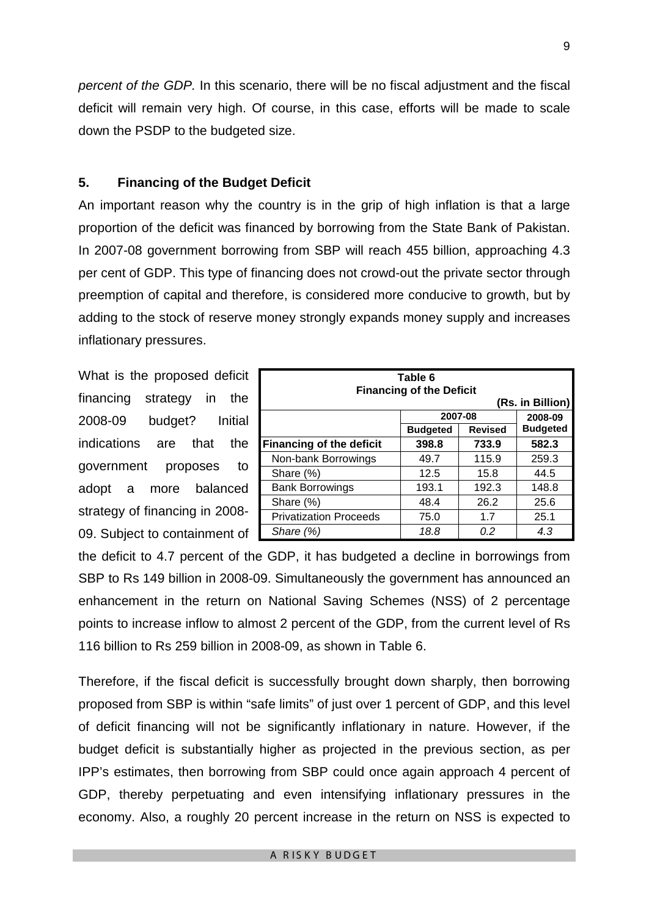*percent of the GDP.* In this scenario, there will be no fiscal adjustment and the fiscal deficit will remain very high. Of course, in this case, efforts will be made to scale down the PSDP to the budgeted size.

## 5. Financing of the Budget Deficit

An important reason why the country is in the grip of high inflation is that a large proportion of the deficit was financed by borrowing from the State Bank of Pakistan. In 2007-08 government borrowing from SBP will reach 455 billion, approaching 4.3 per cent of GDP. This type of financing does not crowd-out the private sector through preemption of capital and therefore, is considered more conducive to growth, but by adding to the stock of reserve money strongly expands money supply and increases inflationary pressures.

What is the proposed deficit financing strategy in the 2008-09 budget? Initial indications are that the government proposes to adopt a more balanced strategy of financing in 2008-09. Subject to containment of the deficit to 4.7 percent of the GDP, it has budgeted a decline in borrowings from SBP to Rs 149 billion in 2008-09. Simultaneously the government has announced an enhancement in the return on National Saving Schemes (NSS) of 2 percentage points to increase inflow to almost 2 percent of the GDP, from the current level of Rs 116 billion to Rs 259 billion in 2008-09, as shown in Table 6.

**Table 6**
**Financing of the Deficit**

**(Rs. in Billion)**

| | 2007-08 | | 2008-09 |
|---|---|---|---|
| | **Budgeted** | **Revised** | **Budgeted** |
| **Financing of the deficit** | **398.8** | **733.9** | **582.3** |
| Non-bank Borrowings | 49.7 | 115.9 | 259.3 |
| Share (%) | 12.5 | 15.8 | 44.5 |
| Bank Borrowings | 193.1 | 192.3 | 148.8 |
| Share (%) | 48.4 | 26.2 | 25.6 |
| Privatization Proceeds | 75.0 | 1.7 | 25.1 |
| *Share (%)* | *18.8* | *0.2* | *4.3* |

Therefore, if the fiscal deficit is successfully brought down sharply, then borrowing proposed from SBP is within "safe limits" of just over 1 percent of GDP, and this level of deficit financing will not be significantly inflationary in nature. However, if the budget deficit is substantially higher as projected in the previous section, as per IPP's estimates, then borrowing from SBP could once again approach 4 percent of GDP, thereby perpetuating and even intensifying inflationary pressures in the economy. Also, a roughly 20 percent increase in the return on NSS is expected to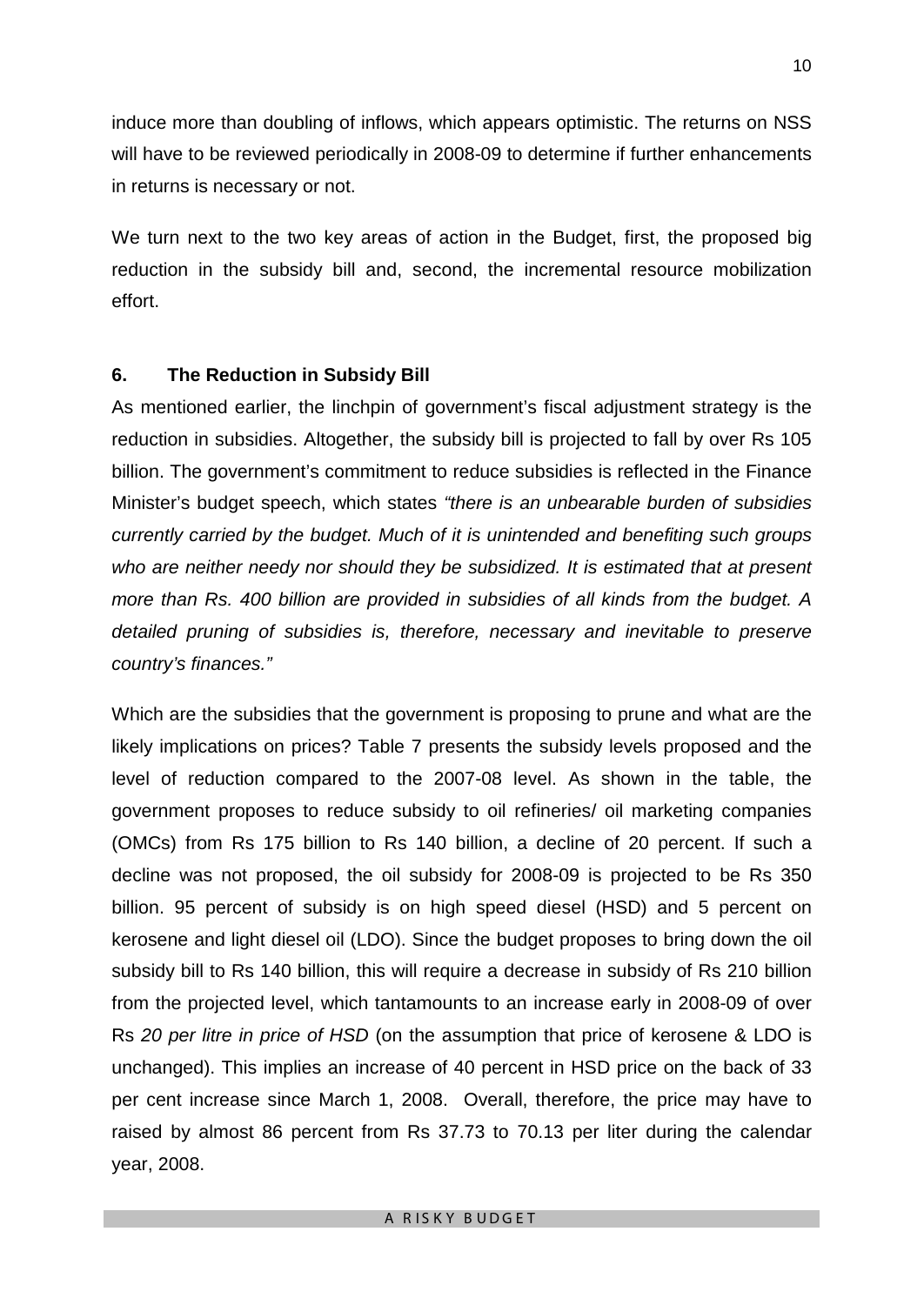induce more than doubling of inflows, which appears optimistic. The returns on NSS will have to be reviewed periodically in 2008-09 to determine if further enhancements in returns is necessary or not.

We turn next to the two key areas of action in the Budget, first, the proposed big reduction in the subsidy bill and, second, the incremental resource mobilization effort.

## 6. The Reduction in Subsidy Bill

As mentioned earlier, the linchpin of government's fiscal adjustment strategy is the reduction in subsidies. Altogether, the subsidy bill is projected to fall by over Rs 105 billion. The government's commitment to reduce subsidies is reflected in the Finance Minister's budget speech, which states *"there is an unbearable burden of subsidies currently carried by the budget. Much of it is unintended and benefiting such groups who are neither needy nor should they be subsidized. It is estimated that at present more than Rs. 400 billion are provided in subsidies of all kinds from the budget. A detailed pruning of subsidies is, therefore, necessary and inevitable to preserve country's finances."*

Which are the subsidies that the government is proposing to prune and what are the likely implications on prices? Table 7 presents the subsidy levels proposed and the level of reduction compared to the 2007-08 level. As shown in the table, the government proposes to reduce subsidy to oil refineries/ oil marketing companies (OMCs) from Rs 175 billion to Rs 140 billion, a decline of 20 percent. If such a decline was not proposed, the oil subsidy for 2008-09 is projected to be Rs 350 billion. 95 percent of subsidy is on high speed diesel (HSD) and 5 percent on kerosene and light diesel oil (LDO). Since the budget proposes to bring down the oil subsidy bill to Rs 140 billion, this will require a decrease in subsidy of Rs 210 billion from the projected level, which tantamounts to an increase early in 2008-09 of over Rs *20 per litre in price of HSD* (on the assumption that price of kerosene & LDO is unchanged). This implies an increase of 40 percent in HSD price on the back of 33 per cent increase since March 1, 2008. Overall, therefore, the price may have to raised by almost 86 percent from Rs 37.73 to 70.13 per liter during the calendar year, 2008.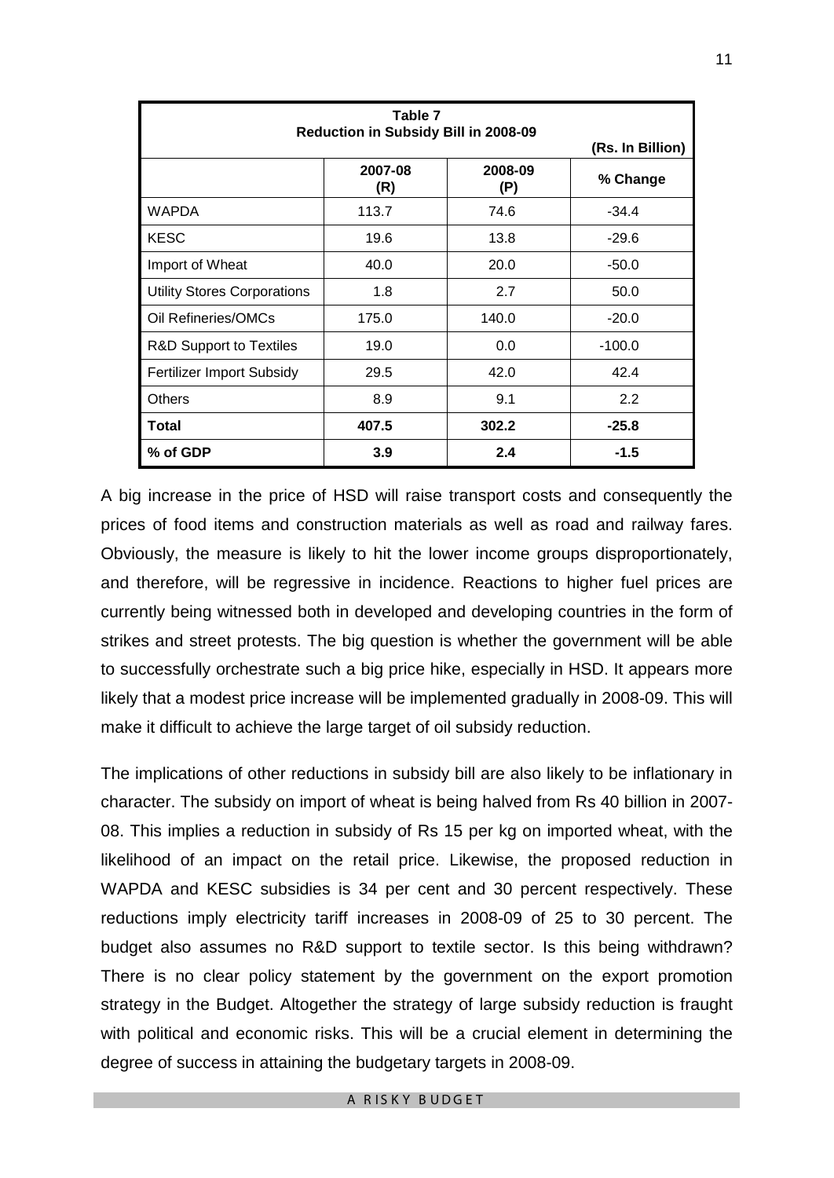**Table 7**
**Reduction in Subsidy Bill in 2008-09**

(Rs. In Billion)

| | 2007-08 (R) | 2008-09 (P) | % Change |
|---|---|---|---|
| WAPDA | 113.7 | 74.6 | -34.4 |
| KESC | 19.6 | 13.8 | -29.6 |
| Import of Wheat | 40.0 | 20.0 | -50.0 |
| Utility Stores Corporations | 1.8 | 2.7 | 50.0 |
| Oil Refineries/OMCs | 175.0 | 140.0 | -20.0 |
| R&D Support to Textiles | 19.0 | 0.0 | -100.0 |
| Fertilizer Import Subsidy | 29.5 | 42.0 | 42.4 |
| Others | 8.9 | 9.1 | 2.2 |
| **Total** | **407.5** | **302.2** | **-25.8** |
| **% of GDP** | **3.9** | **2.4** | **-1.5** |

A big increase in the price of HSD will raise transport costs and consequently the prices of food items and construction materials as well as road and railway fares. Obviously, the measure is likely to hit the lower income groups disproportionately, and therefore, will be regressive in incidence. Reactions to higher fuel prices are currently being witnessed both in developed and developing countries in the form of strikes and street protests. The big question is whether the government will be able to successfully orchestrate such a big price hike, especially in HSD. It appears more likely that a modest price increase will be implemented gradually in 2008-09. This will make it difficult to achieve the large target of oil subsidy reduction.

The implications of other reductions in subsidy bill are also likely to be inflationary in character. The subsidy on import of wheat is being halved from Rs 40 billion in 2007-08. This implies a reduction in subsidy of Rs 15 per kg on imported wheat, with the likelihood of an impact on the retail price. Likewise, the proposed reduction in WAPDA and KESC subsidies is 34 per cent and 30 percent respectively. These reductions imply electricity tariff increases in 2008-09 of 25 to 30 percent. The budget also assumes no R&D support to textile sector. Is this being withdrawn? There is no clear policy statement by the government on the export promotion strategy in the Budget. Altogether the strategy of large subsidy reduction is fraught with political and economic risks. This will be a crucial element in determining the degree of success in attaining the budgetary targets in 2008-09.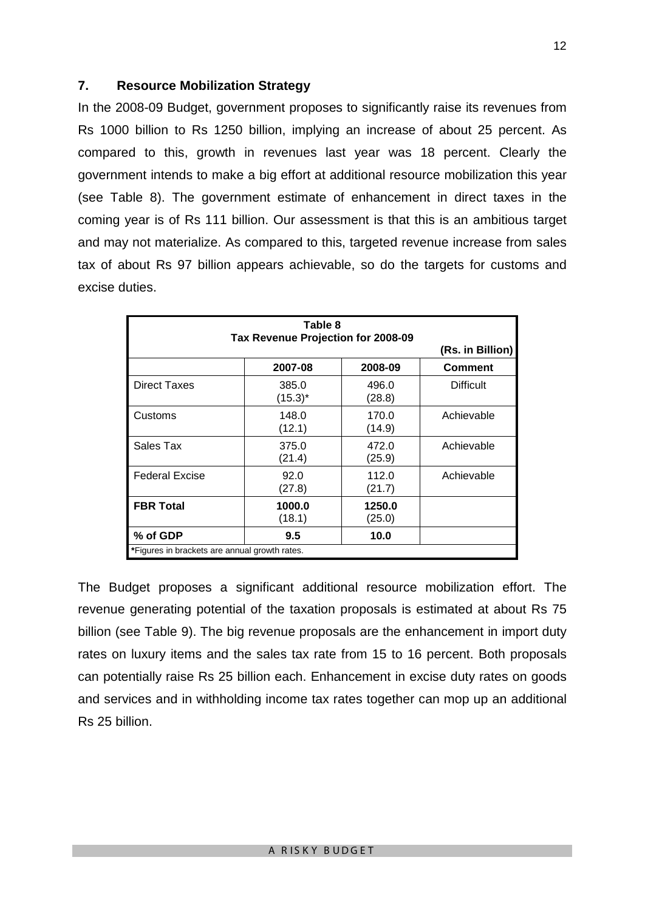## 7. Resource Mobilization Strategy

In the 2008-09 Budget, government proposes to significantly raise its revenues from Rs 1000 billion to Rs 1250 billion, implying an increase of about 25 percent. As compared to this, growth in revenues last year was 18 percent. Clearly the government intends to make a big effort at additional resource mobilization this year (see Table 8). The government estimate of enhancement in direct taxes in the coming year is of Rs 111 billion. Our assessment is that this is an ambitious target and may not materialize. As compared to this, targeted revenue increase from sales tax of about Rs 97 billion appears achievable, so do the targets for customs and excise duties.

**Table 8**
**Tax Revenue Projection for 2008-09**

**(Rs. in Billion)**

| | 2007-08 | 2008-09 | Comment |
|---|---|---|---|
| Direct Taxes | 385.0 (15.3)* | 496.0 (28.8) | Difficult |
| Customs | 148.0 (12.1) | 170.0 (14.9) | Achievable |
| Sales Tax | 375.0 (21.4) | 472.0 (25.9) | Achievable |
| Federal Excise | 92.0 (27.8) | 112.0 (21.7) | Achievable |
| **FBR Total** | **1000.0** (18.1) | **1250.0** (25.0) | |
| **% of GDP** | **9.5** | **10.0** | |

*Figures in brackets are annual growth rates.

The Budget proposes a significant additional resource mobilization effort. The revenue generating potential of the taxation proposals is estimated at about Rs 75 billion (see Table 9). The big revenue proposals are the enhancement in import duty rates on luxury items and the sales tax rate from 15 to 16 percent. Both proposals can potentially raise Rs 25 billion each. Enhancement in excise duty rates on goods and services and in withholding income tax rates together can mop up an additional Rs 25 billion.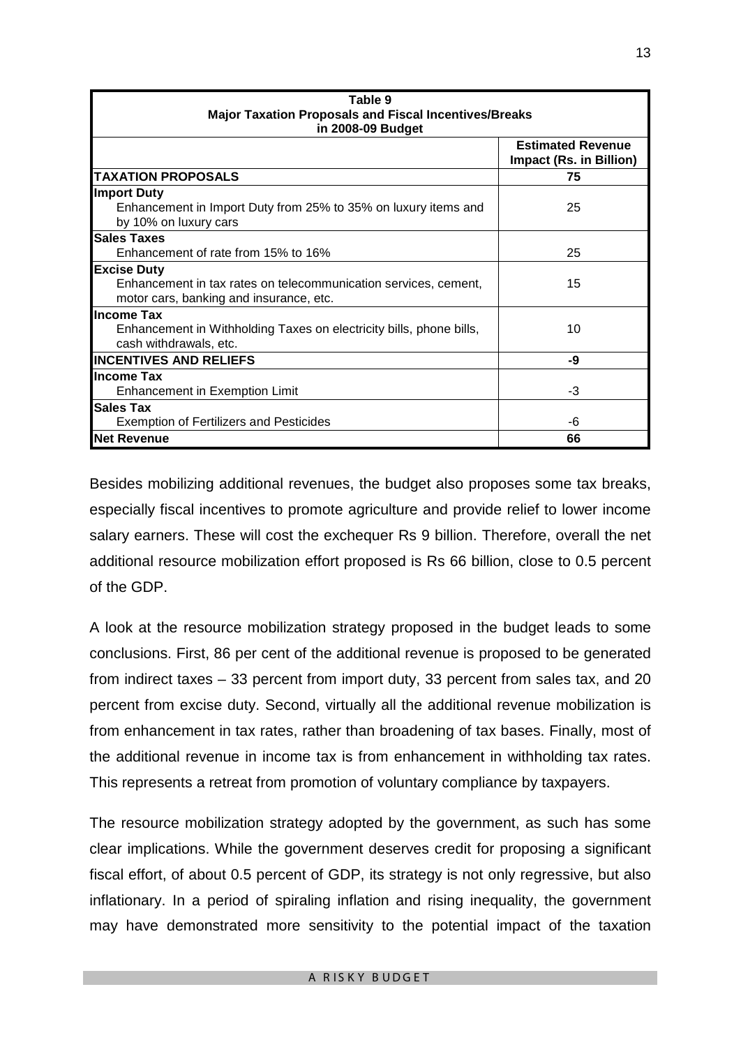| Table 9<br>Major Taxation Proposals and Fiscal Incentives/Breaks<br>in 2008-09 Budget | |
|---|---|
| | **Estimated Revenue Impact (Rs. in Billion)** |
| **TAXATION PROPOSALS** | **75** |
| **Import Duty**<br>Enhancement in Import Duty from 25% to 35% on luxury items and by 10% on luxury cars | 25 |
| **Sales Taxes**<br>Enhancement of rate from 15% to 16% | 25 |
| **Excise Duty**<br>Enhancement in tax rates on telecommunication services, cement, motor cars, banking and insurance, etc. | 15 |
| **Income Tax**<br>Enhancement in Withholding Taxes on electricity bills, phone bills, cash withdrawals, etc. | 10 |
| **INCENTIVES AND RELIEFS** | **-9** |
| **Income Tax**<br>Enhancement in Exemption Limit | -3 |
| **Sales Tax**<br>Exemption of Fertilizers and Pesticides | -6 |
| **Net Revenue** | **66** |

Besides mobilizing additional revenues, the budget also proposes some tax breaks, especially fiscal incentives to promote agriculture and provide relief to lower income salary earners. These will cost the exchequer Rs 9 billion. Therefore, overall the net additional resource mobilization effort proposed is Rs 66 billion, close to 0.5 percent of the GDP.

A look at the resource mobilization strategy proposed in the budget leads to some conclusions. First, 86 per cent of the additional revenue is proposed to be generated from indirect taxes – 33 percent from import duty, 33 percent from sales tax, and 20 percent from excise duty. Second, virtually all the additional revenue mobilization is from enhancement in tax rates, rather than broadening of tax bases. Finally, most of the additional revenue in income tax is from enhancement in withholding tax rates. This represents a retreat from promotion of voluntary compliance by taxpayers.

The resource mobilization strategy adopted by the government, as such has some clear implications. While the government deserves credit for proposing a significant fiscal effort, of about 0.5 percent of GDP, its strategy is not only regressive, but also inflationary. In a period of spiraling inflation and rising inequality, the government may have demonstrated more sensitivity to the potential impact of the taxation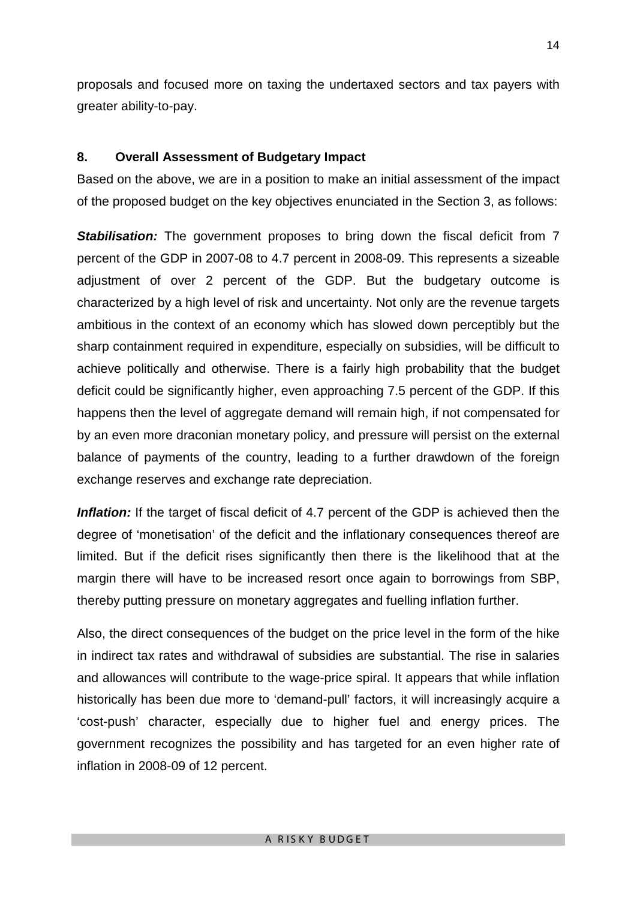proposals and focused more on taxing the undertaxed sectors and tax payers with greater ability-to-pay.

## 8. Overall Assessment of Budgetary Impact

Based on the above, we are in a position to make an initial assessment of the impact of the proposed budget on the key objectives enunciated in the Section 3, as follows:

***Stabilisation:*** The government proposes to bring down the fiscal deficit from 7 percent of the GDP in 2007-08 to 4.7 percent in 2008-09. This represents a sizeable adjustment of over 2 percent of the GDP. But the budgetary outcome is characterized by a high level of risk and uncertainty. Not only are the revenue targets ambitious in the context of an economy which has slowed down perceptibly but the sharp containment required in expenditure, especially on subsidies, will be difficult to achieve politically and otherwise. There is a fairly high probability that the budget deficit could be significantly higher, even approaching 7.5 percent of the GDP. If this happens then the level of aggregate demand will remain high, if not compensated for by an even more draconian monetary policy, and pressure will persist on the external balance of payments of the country, leading to a further drawdown of the foreign exchange reserves and exchange rate depreciation.

***Inflation:*** If the target of fiscal deficit of 4.7 percent of the GDP is achieved then the degree of 'monetisation' of the deficit and the inflationary consequences thereof are limited. But if the deficit rises significantly then there is the likelihood that at the margin there will have to be increased resort once again to borrowings from SBP, thereby putting pressure on monetary aggregates and fuelling inflation further.

Also, the direct consequences of the budget on the price level in the form of the hike in indirect tax rates and withdrawal of subsidies are substantial. The rise in salaries and allowances will contribute to the wage-price spiral. It appears that while inflation historically has been due more to 'demand-pull' factors, it will increasingly acquire a 'cost-push' character, especially due to higher fuel and energy prices. The government recognizes the possibility and has targeted for an even higher rate of inflation in 2008-09 of 12 percent.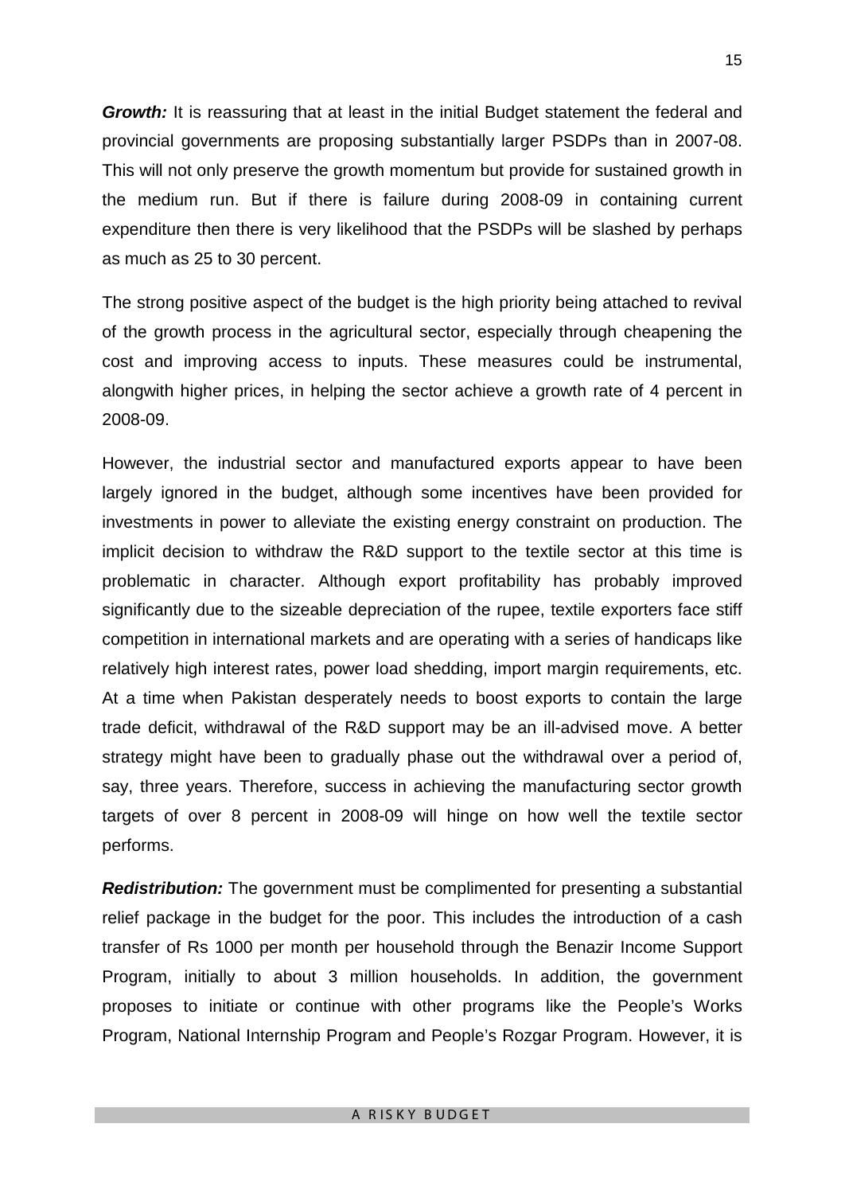***Growth:*** It is reassuring that at least in the initial Budget statement the federal and provincial governments are proposing substantially larger PSDPs than in 2007-08. This will not only preserve the growth momentum but provide for sustained growth in the medium run. But if there is failure during 2008-09 in containing current expenditure then there is very likelihood that the PSDPs will be slashed by perhaps as much as 25 to 30 percent.

The strong positive aspect of the budget is the high priority being attached to revival of the growth process in the agricultural sector, especially through cheapening the cost and improving access to inputs. These measures could be instrumental, alongwith higher prices, in helping the sector achieve a growth rate of 4 percent in 2008-09.

However, the industrial sector and manufactured exports appear to have been largely ignored in the budget, although some incentives have been provided for investments in power to alleviate the existing energy constraint on production. The implicit decision to withdraw the R&D support to the textile sector at this time is problematic in character. Although export profitability has probably improved significantly due to the sizeable depreciation of the rupee, textile exporters face stiff competition in international markets and are operating with a series of handicaps like relatively high interest rates, power load shedding, import margin requirements, etc. At a time when Pakistan desperately needs to boost exports to contain the large trade deficit, withdrawal of the R&D support may be an ill-advised move. A better strategy might have been to gradually phase out the withdrawal over a period of, say, three years. Therefore, success in achieving the manufacturing sector growth targets of over 8 percent in 2008-09 will hinge on how well the textile sector performs.

***Redistribution:*** The government must be complimented for presenting a substantial relief package in the budget for the poor. This includes the introduction of a cash transfer of Rs 1000 per month per household through the Benazir Income Support Program, initially to about 3 million households. In addition, the government proposes to initiate or continue with other programs like the People's Works Program, National Internship Program and People's Rozgar Program. However, it is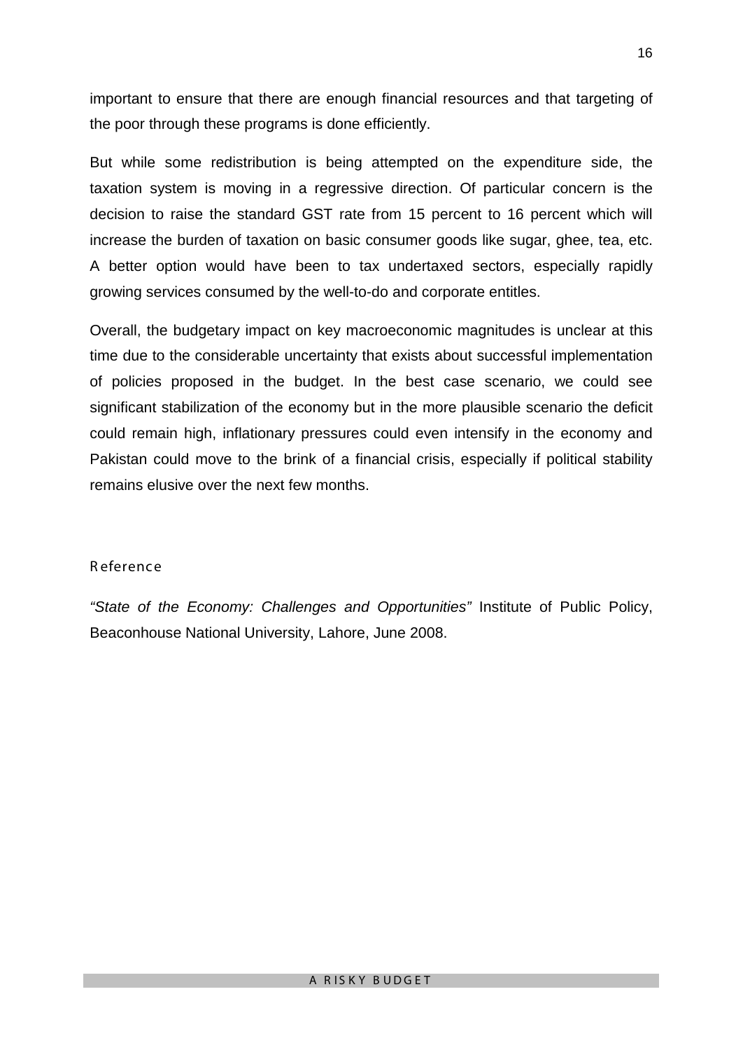important to ensure that there are enough financial resources and that targeting of the poor through these programs is done efficiently.

But while some redistribution is being attempted on the expenditure side, the taxation system is moving in a regressive direction. Of particular concern is the decision to raise the standard GST rate from 15 percent to 16 percent which will increase the burden of taxation on basic consumer goods like sugar, ghee, tea, etc. A better option would have been to tax undertaxed sectors, especially rapidly growing services consumed by the well-to-do and corporate entitles.

Overall, the budgetary impact on key macroeconomic magnitudes is unclear at this time due to the considerable uncertainty that exists about successful implementation of policies proposed in the budget. In the best case scenario, we could see significant stabilization of the economy but in the more plausible scenario the deficit could remain high, inflationary pressures could even intensify in the economy and Pakistan could move to the brink of a financial crisis, especially if political stability remains elusive over the next few months.

## Reference

*"State of the Economy: Challenges and Opportunities"* Institute of Public Policy, Beaconhouse National University, Lahore, June 2008.